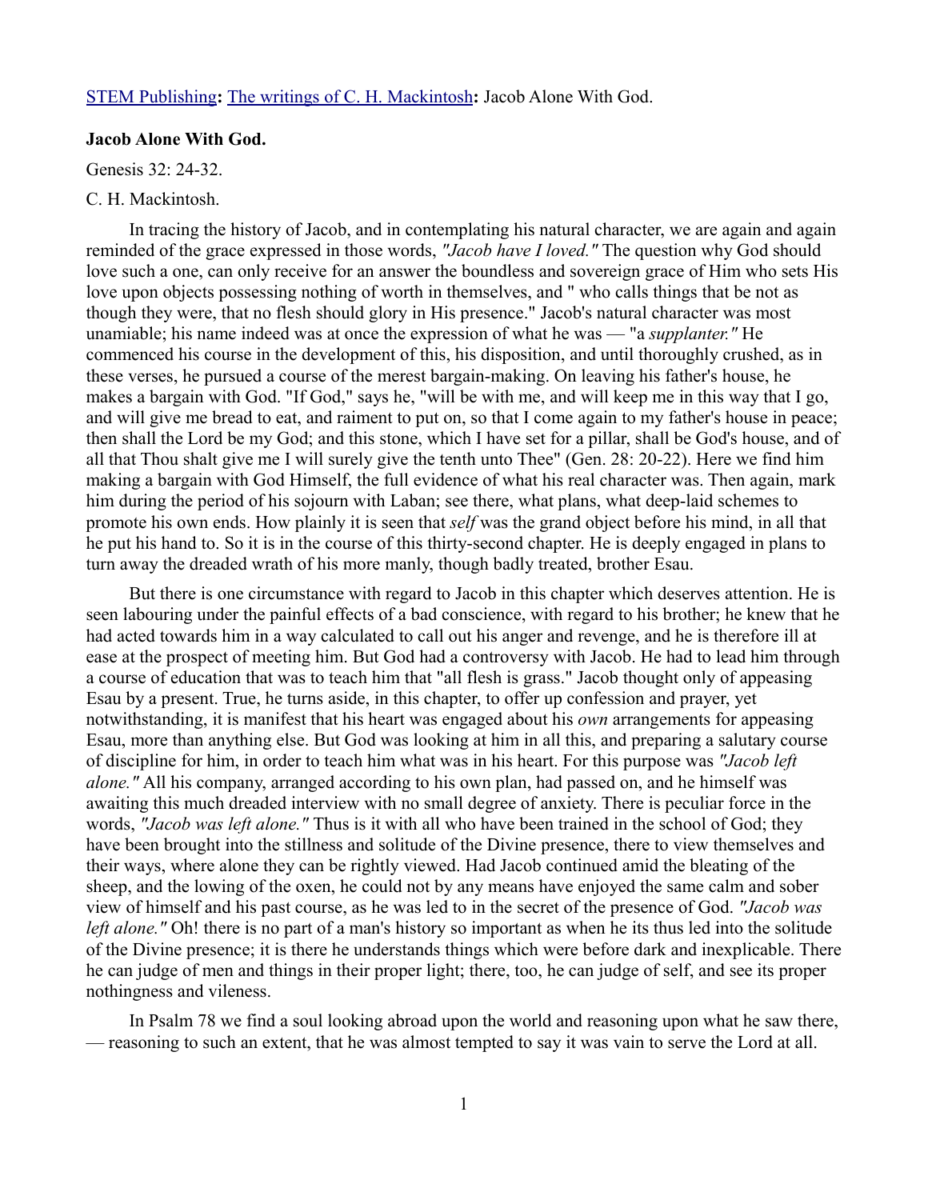STEM Publishing**:** The writings of C. H. Mackintosh**:** Jacob Alone With God.

**Jacob Alone With God.**

Genesis 32: 24-32.

C. H. Mackintosh.

In tracing the history of Jacob, and in contemplating his natural character, we are again and again reminded of the grace expressed in those words, *"Jacob have I loved."* The question why God should love such a one, can only receive for an answer the boundless and sovereign grace of Him who sets His love upon objects possessing nothing of worth in themselves, and " who calls things that be not as though they were, that no flesh should glory in His presence." Jacob's natural character was most unamiable; his name indeed was at once the expression of what he was — "a *supplanter."* He commenced his course in the development of this, his disposition, and until thoroughly crushed, as in these verses, he pursued a course of the merest bargain-making. On leaving his father's house, he makes a bargain with God. "If God," says he, "will be with me, and will keep me in this way that I go, and will give me bread to eat, and raiment to put on, so that I come again to my father's house in peace; then shall the Lord be my God; and this stone, which I have set for a pillar, shall be God's house, and of all that Thou shalt give me I will surely give the tenth unto Thee" (Gen. 28: 20-22). Here we find him making a bargain with God Himself, the full evidence of what his real character was. Then again, mark him during the period of his sojourn with Laban; see there, what plans, what deep-laid schemes to promote his own ends. How plainly it is seen that *self* was the grand object before his mind, in all that he put his hand to. So it is in the course of this thirty-second chapter. He is deeply engaged in plans to turn away the dreaded wrath of his more manly, though badly treated, brother Esau.

But there is one circumstance with regard to Jacob in this chapter which deserves attention. He is seen labouring under the painful effects of a bad conscience, with regard to his brother; he knew that he had acted towards him in a way calculated to call out his anger and revenge, and he is therefore ill at ease at the prospect of meeting him. But God had a controversy with Jacob. He had to lead him through a course of education that was to teach him that "all flesh is grass." Jacob thought only of appeasing Esau by a present. True, he turns aside, in this chapter, to offer up confession and prayer, yet notwithstanding, it is manifest that his heart was engaged about his *own* arrangements for appeasing Esau, more than anything else. But God was looking at him in all this, and preparing a salutary course of discipline for him, in order to teach him what was in his heart. For this purpose was *"Jacob left alone."* All his company, arranged according to his own plan, had passed on, and he himself was awaiting this much dreaded interview with no small degree of anxiety. There is peculiar force in the words, *"Jacob was left alone."* Thus is it with all who have been trained in the school of God; they have been brought into the stillness and solitude of the Divine presence, there to view themselves and their ways, where alone they can be rightly viewed. Had Jacob continued amid the bleating of the sheep, and the lowing of the oxen, he could not by any means have enjoyed the same calm and sober view of himself and his past course, as he was led to in the secret of the presence of God. *"Jacob was left alone."* Oh! there is no part of a man's history so important as when he its thus led into the solitude of the Divine presence; it is there he understands things which were before dark and inexplicable. There he can judge of men and things in their proper light; there, too, he can judge of self, and see its proper nothingness and vileness.

In Psalm 78 we find a soul looking abroad upon the world and reasoning upon what he saw there, — reasoning to such an extent, that he was almost tempted to say it was vain to serve the Lord at all.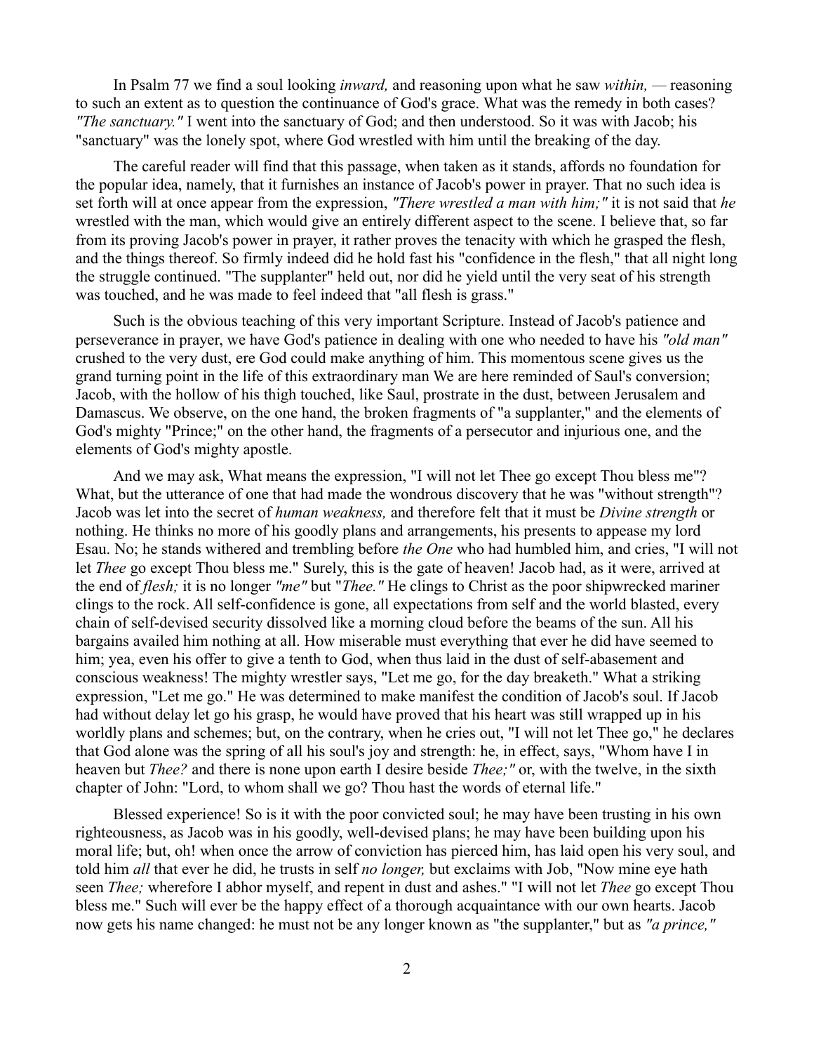In Psalm 77 we find a soul looking *inward,* and reasoning upon what he saw *within,* — reasoning to such an extent as to question the continuance of God's grace. What was the remedy in both cases? *"The sanctuary."* I went into the sanctuary of God; and then understood. So it was with Jacob; his "sanctuary" was the lonely spot, where God wrestled with him until the breaking of the day.

The careful reader will find that this passage, when taken as it stands, affords no foundation for the popular idea, namely, that it furnishes an instance of Jacob's power in prayer. That no such idea is set forth will at once appear from the expression, *"There wrestled a man with him;"* it is not said that *he* wrestled with the man, which would give an entirely different aspect to the scene. I believe that, so far from its proving Jacob's power in prayer, it rather proves the tenacity with which he grasped the flesh, and the things thereof. So firmly indeed did he hold fast his "confidence in the flesh," that all night long the struggle continued. "The supplanter" held out, nor did he yield until the very seat of his strength was touched, and he was made to feel indeed that "all flesh is grass."

Such is the obvious teaching of this very important Scripture. Instead of Jacob's patience and perseverance in prayer, we have God's patience in dealing with one who needed to have his *"old man"* crushed to the very dust, ere God could make anything of him. This momentous scene gives us the grand turning point in the life of this extraordinary man We are here reminded of Saul's conversion; Jacob, with the hollow of his thigh touched, like Saul, prostrate in the dust, between Jerusalem and Damascus. We observe, on the one hand, the broken fragments of "a supplanter," and the elements of God's mighty "Prince;" on the other hand, the fragments of a persecutor and injurious one, and the elements of God's mighty apostle.

And we may ask, What means the expression, "I will not let Thee go except Thou bless me"? What, but the utterance of one that had made the wondrous discovery that he was "without strength"? Jacob was let into the secret of *human weakness,* and therefore felt that it must be *Divine strength* or nothing. He thinks no more of his goodly plans and arrangements, his presents to appease my lord Esau. No; he stands withered and trembling before *the One* who had humbled him, and cries, "I will not let *Thee* go except Thou bless me." Surely, this is the gate of heaven! Jacob had, as it were, arrived at the end of *flesh;* it is no longer *"me"* but "*Thee."* He clings to Christ as the poor shipwrecked mariner clings to the rock. All self-confidence is gone, all expectations from self and the world blasted, every chain of self-devised security dissolved like a morning cloud before the beams of the sun. All his bargains availed him nothing at all. How miserable must everything that ever he did have seemed to him; yea, even his offer to give a tenth to God, when thus laid in the dust of self-abasement and conscious weakness! The mighty wrestler says, "Let me go, for the day breaketh." What a striking expression, "Let me go." He was determined to make manifest the condition of Jacob's soul. If Jacob had without delay let go his grasp, he would have proved that his heart was still wrapped up in his worldly plans and schemes; but, on the contrary, when he cries out, "I will not let Thee go," he declares that God alone was the spring of all his soul's joy and strength: he, in effect, says, "Whom have I in heaven but *Thee?* and there is none upon earth I desire beside *Thee;"* or, with the twelve, in the sixth chapter of John: "Lord, to whom shall we go? Thou hast the words of eternal life."

Blessed experience! So is it with the poor convicted soul; he may have been trusting in his own righteousness, as Jacob was in his goodly, well-devised plans; he may have been building upon his moral life; but, oh! when once the arrow of conviction has pierced him, has laid open his very soul, and told him *all* that ever he did, he trusts in self *no longer,* but exclaims with Job, "Now mine eye hath seen *Thee;* wherefore I abhor myself, and repent in dust and ashes." "I will not let *Thee* go except Thou bless me." Such will ever be the happy effect of a thorough acquaintance with our own hearts. Jacob now gets his name changed: he must not be any longer known as "the supplanter," but as *"a prince,"*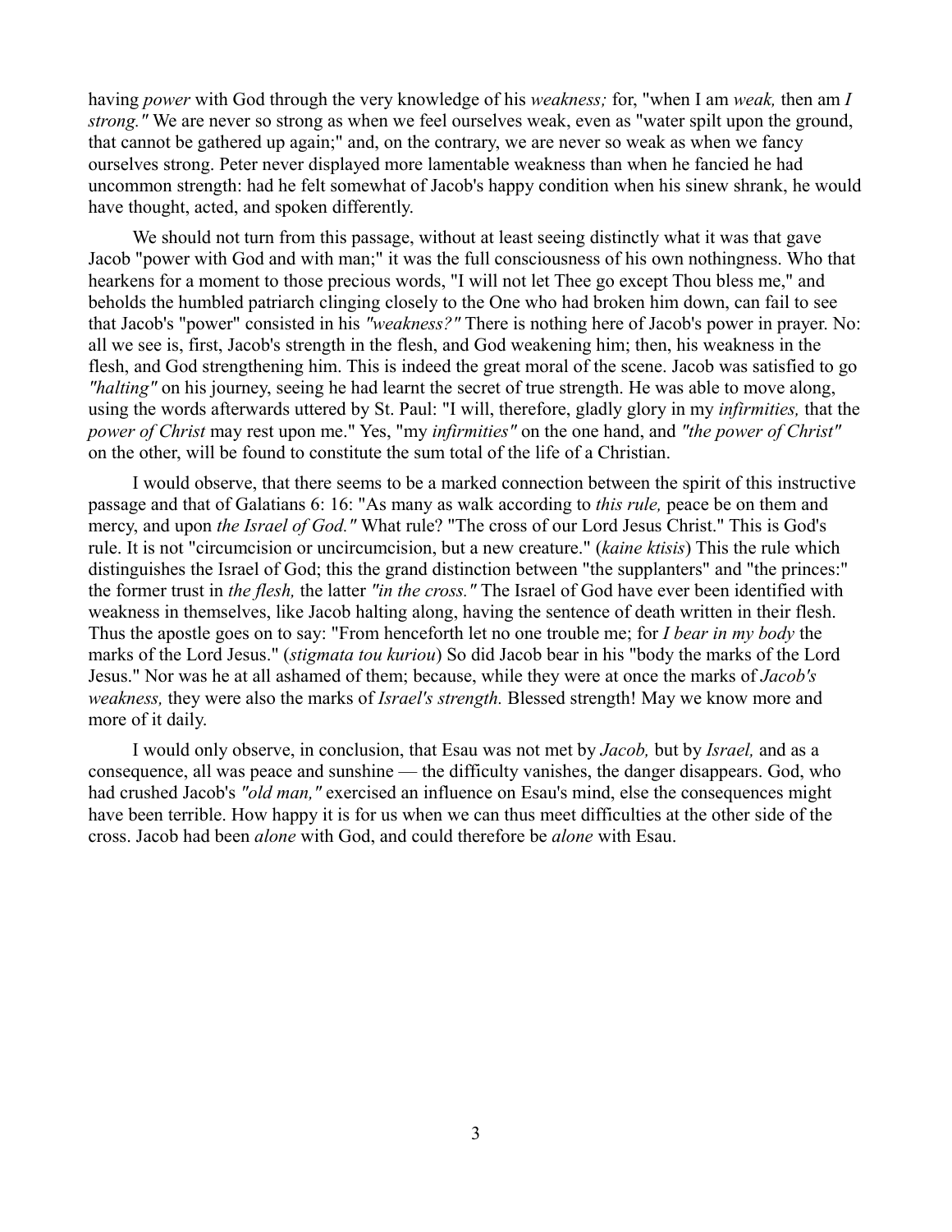having *power* with God through the very knowledge of his *weakness;* for, "when I am *weak,* then am *I strong."* We are never so strong as when we feel ourselves weak, even as "water spilt upon the ground, that cannot be gathered up again;" and, on the contrary, we are never so weak as when we fancy ourselves strong. Peter never displayed more lamentable weakness than when he fancied he had uncommon strength: had he felt somewhat of Jacob's happy condition when his sinew shrank, he would have thought, acted, and spoken differently.

We should not turn from this passage, without at least seeing distinctly what it was that gave Jacob "power with God and with man;" it was the full consciousness of his own nothingness. Who that hearkens for a moment to those precious words, "I will not let Thee go except Thou bless me," and beholds the humbled patriarch clinging closely to the One who had broken him down, can fail to see that Jacob's "power" consisted in his *"weakness?"* There is nothing here of Jacob's power in prayer. No: all we see is, first, Jacob's strength in the flesh, and God weakening him; then, his weakness in the flesh, and God strengthening him. This is indeed the great moral of the scene. Jacob was satisfied to go *"halting"* on his journey, seeing he had learnt the secret of true strength. He was able to move along, using the words afterwards uttered by St. Paul: "I will, therefore, gladly glory in my *infirmities,* that the *power of Christ* may rest upon me." Yes, "my *infirmities"* on the one hand, and *"the power of Christ"* on the other, will be found to constitute the sum total of the life of a Christian.

I would observe, that there seems to be a marked connection between the spirit of this instructive passage and that of Galatians 6: 16: "As many as walk according to *this rule,* peace be on them and mercy, and upon *the Israel of God."* What rule? "The cross of our Lord Jesus Christ." This is God's rule. It is not "circumcision or uncircumcision, but a new creature." (*kaine ktisis*) This the rule which distinguishes the Israel of God; this the grand distinction between "the supplanters" and "the princes:" the former trust in *the flesh,* the latter *"in the cross."* The Israel of God have ever been identified with weakness in themselves, like Jacob halting along, having the sentence of death written in their flesh. Thus the apostle goes on to say: "From henceforth let no one trouble me; for *I bear in my body* the marks of the Lord Jesus." (*stigmata tou kuriou*) So did Jacob bear in his "body the marks of the Lord Jesus." Nor was he at all ashamed of them; because, while they were at once the marks of *Jacob's weakness,* they were also the marks of *Israel's strength.* Blessed strength! May we know more and more of it daily.

I would only observe, in conclusion, that Esau was not met by *Jacob,* but by *Israel,* and as a consequence, all was peace and sunshine — the difficulty vanishes, the danger disappears. God, who had crushed Jacob's *"old man,"* exercised an influence on Esau's mind, else the consequences might have been terrible. How happy it is for us when we can thus meet difficulties at the other side of the cross. Jacob had been *alone* with God, and could therefore be *alone* with Esau.